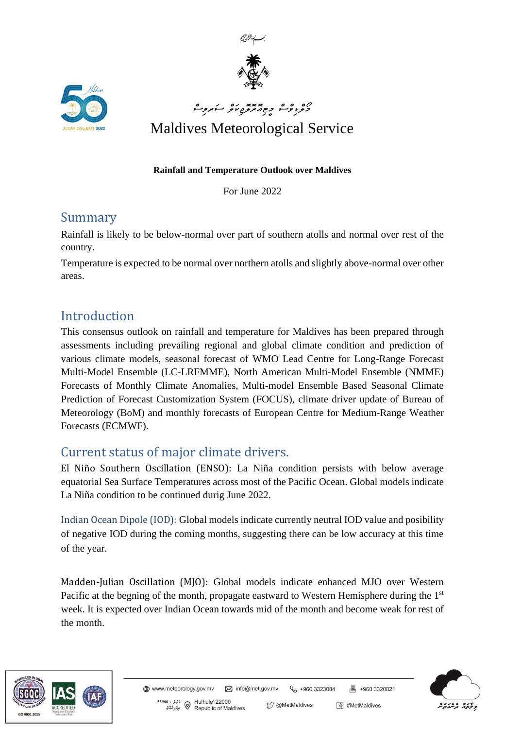# Maldives Meteorological Service

**Rainfall and Temperature Outlook over Maldives**

For June 2022

## Summary

Rainfall is likely to be below-normal over part of southern atolls and normal over rest of the country.

Temperature is expected to be normal over northern atolls and slightly above-normal over other areas.

## Introduction

This consensus outlook on rainfall and temperature for Maldives has been prepared through assessments including prevailing regional and global climate condition and prediction of various climate models, seasonal forecast of WMO Lead Centre for Long-Range Forecast Multi-Model Ensemble (LC-LRFMME), North American Multi-Model Ensemble (NMME) Forecasts of Monthly Climate Anomalies, Multi-model Ensemble Based Seasonal Climate Prediction of Forecast Customization System (FOCUS), climate driver update of Bureau of Meteorology (BoM) and monthly forecasts of European Centre for Medium-Range Weather Forecasts (ECMWF).

## Current status of major climate drivers.

El Niño Southern Oscillation (ENSO): La Niña condition persists with below average equatorial Sea Surface Temperatures across most of the Pacific Ocean. Global models indicate La Niña condition to be continued durig June 2022.

Indian Ocean Dipole (IOD): Global models indicate currently neutral IOD value and posibility of negative IOD during the coming months, suggesting there can be low accuracy at this time of the year.

Madden-Julian Oscillation (MJO): Global models indicate enhanced MJO over Western Pacific at the beging of the month, propagate eastward to Western Hemisphere during the 1st week. It is expected over Indian Ocean towards mid of the month and become weak for rest of the month.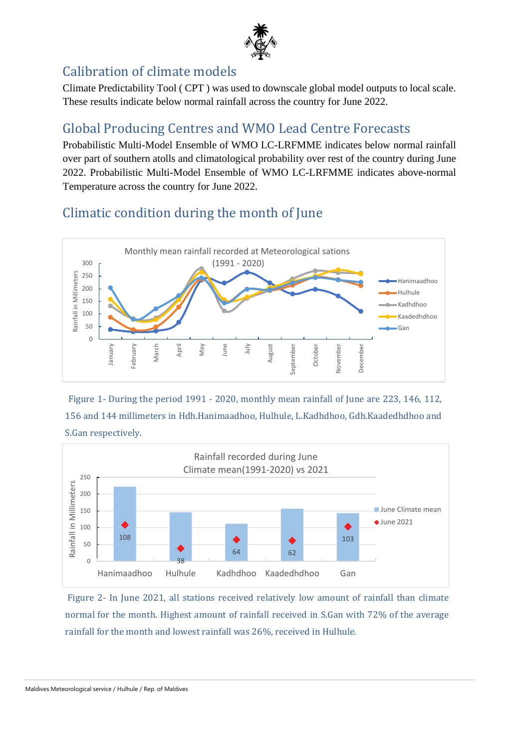## Calibration of climate models

Climate Predictability Tool ( CPT ) was used to downscale global model outputs to local scale. These results indicate below normal rainfall across the country for June 2022.

## Global Producing Centres and WMO Lead Centre Forecasts

Probabilistic Multi-Model Ensemble of WMO LC-LRFMME indicates below normal rainfall over part of southern atolls and climatological probability over rest of the country during June 2022. Probabilistic Multi-Model Ensemble of WMO LC-LRFMME indicates above-normal Temperature across the country for June 2022.

## Climatic condition during the month of June

Figure 1- During the period 1991 - 2020, monthly mean rainfall of June are 223, 146, 112, 156 and 144 millimeters in Hdh.Hanimaadhoo, Hulhule, L.Kadhdhoo, Gdh.Kaadedhdhoo and S.Gan respectively.

Figure 2- In June 2021, all stations received relatively low amount of rainfall than climate normal for the month. Highest amount of rainfall received in S.Gan with 72% of the average rainfall for the month and lowest rainfall was 26%, received in Hulhule.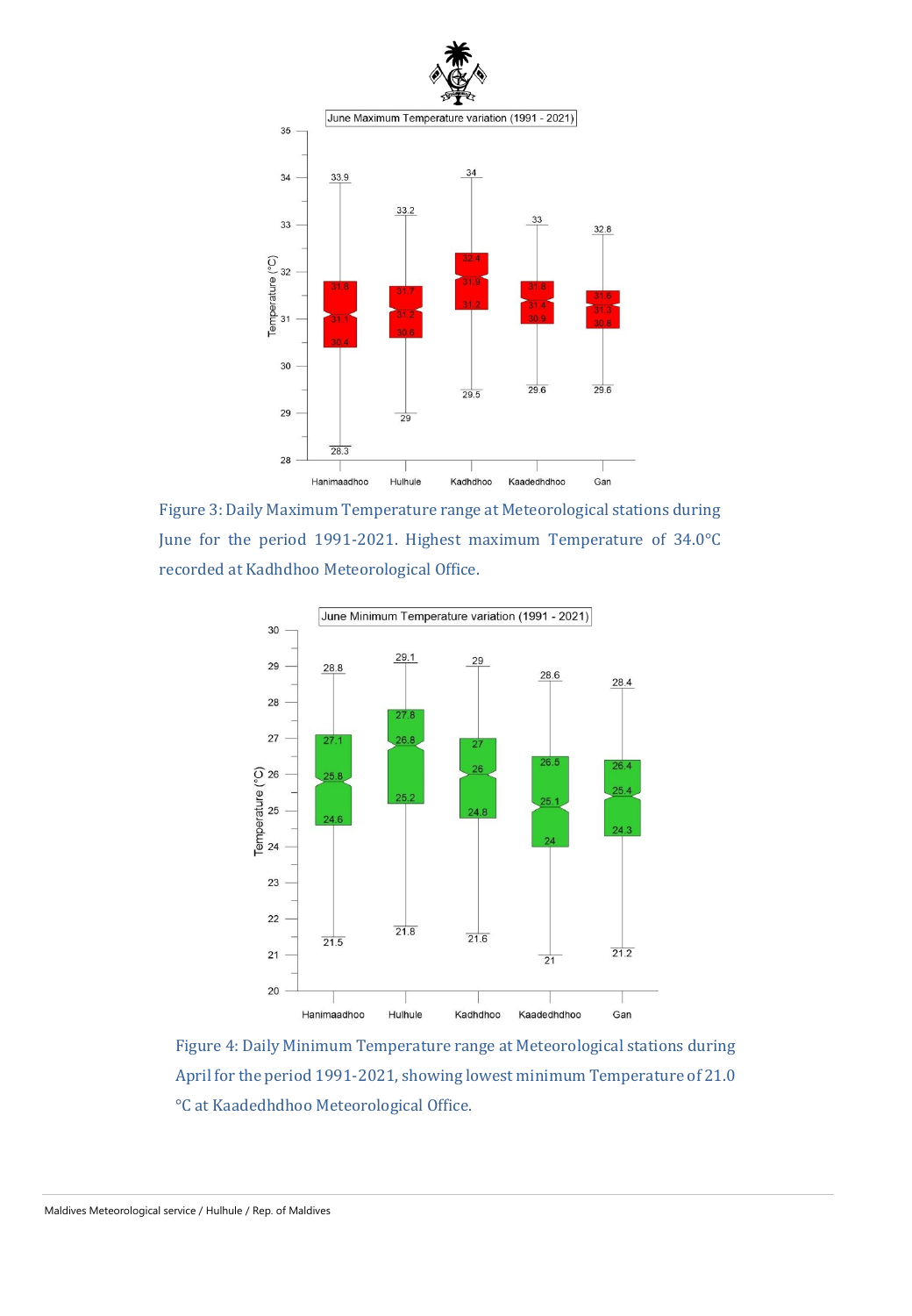June Maximum Temperature variation (1991 - 2021)

Figure 3: Daily Maximum Temperature range at Meteorological stations during June for the period 1991-2021. Highest maximum Temperature of 34.0°C recorded at Kadhdhoo Meteorological Office.

June Minimum Temperature variation (1991 - 2021)

Figure 4: Daily Minimum Temperature range at Meteorological stations during April for the period 1991-2021, showing lowest minimum Temperature of 21.0 °C at Kaadedhdhoo Meteorological Office.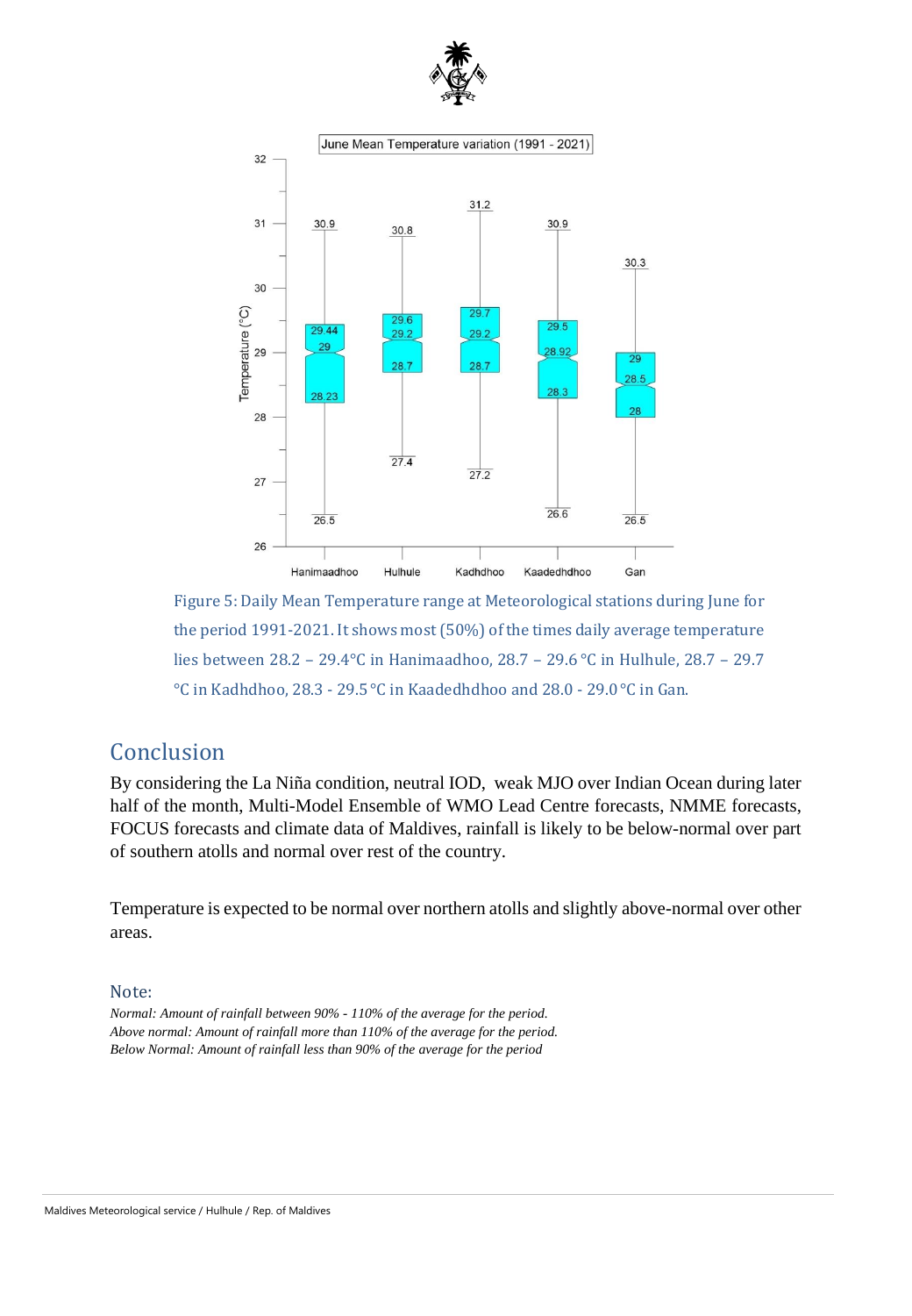June Mean Temperature variation (1991 - 2021)

Temperature (°C)

32
31
30
29
28
27
26

Hanimaadhoo: 30.9, 29.44, 29, 28.23, 26.5
Hulhule: 30.8, 29.6, 29.2, 28.7, 27.4
Kadhdhoo: 31.2, 29.7, 29.2, 28.7, 27.2
Kaadedhdhoo: 30.9, 29.5, 28.92, 28.3, 26.6
Gan: 30.3, 29, 28.5, 28, 26.5

Figure 5: Daily Mean Temperature range at Meteorological stations during June for the period 1991-2021. It shows most (50%) of the times daily average temperature lies between 28.2 – 29.4°C in Hanimaadhoo, 28.7 – 29.6 °C in Hulhule, 28.7 – 29.7 °C in Kadhdhoo, 28.3 - 29.5 °C in Kaadedhdhoo and 28.0 - 29.0 °C in Gan.

## Conclusion

By considering the La Niña condition, neutral IOD, weak MJO over Indian Ocean during later half of the month, Multi-Model Ensemble of WMO Lead Centre forecasts, NMME forecasts, FOCUS forecasts and climate data of Maldives, rainfall is likely to be below-normal over part of southern atolls and normal over rest of the country.

Temperature is expected to be normal over northern atolls and slightly above-normal over other areas.

### Note:

*Normal: Amount of rainfall between 90% - 110% of the average for the period.*
*Above normal: Amount of rainfall more than 110% of the average for the period.*
*Below Normal: Amount of rainfall less than 90% of the average for the period*